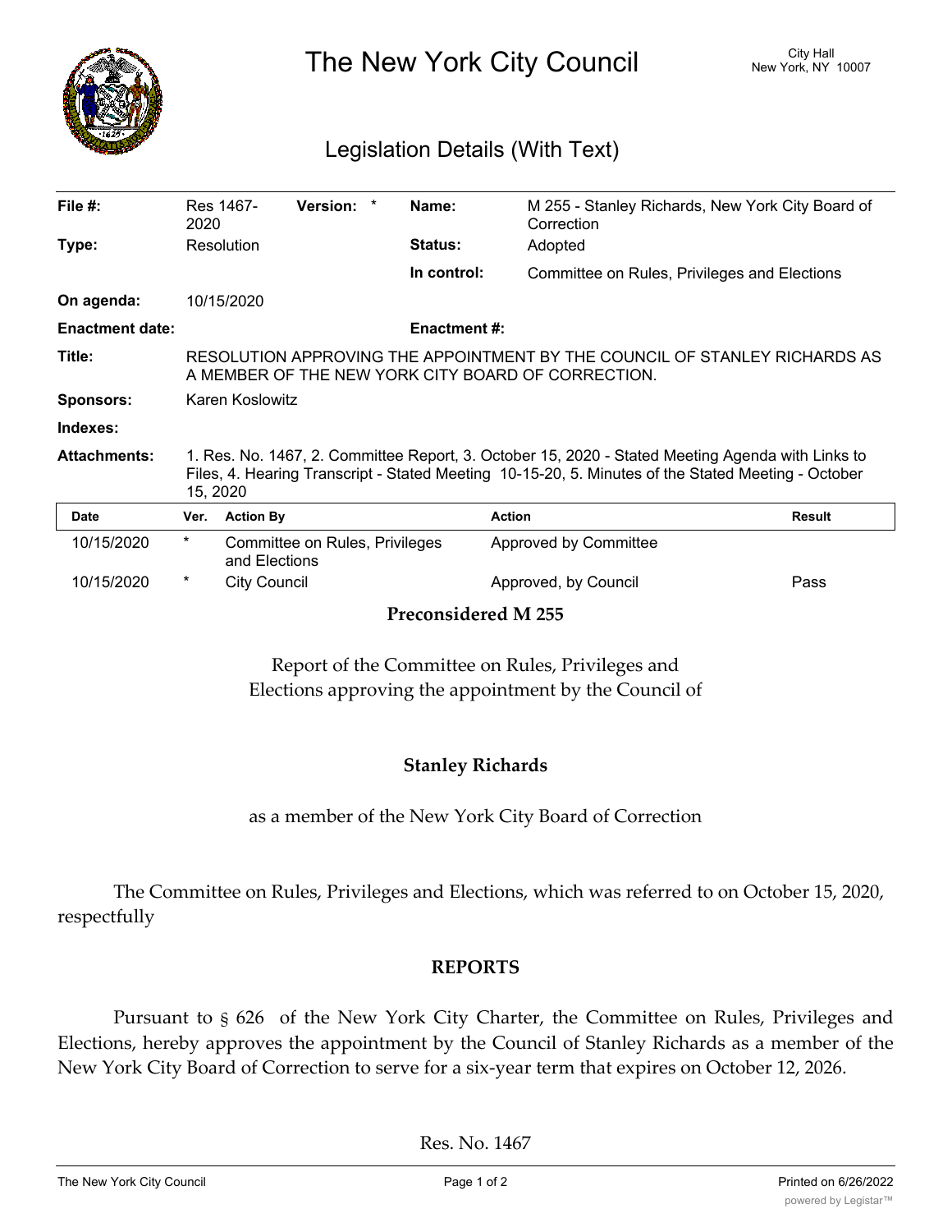# The New York City Council

City Hall
New York, NY 10007

## Legislation Details (With Text)

| | | | |
|---|---|---|---|
| **File #:** | Res 1467-2020 **Version:** * | **Name:** | M 255 - Stanley Richards, New York City Board of Correction |
| **Type:** | Resolution | **Status:** | Adopted |
| | | **In control:** | Committee on Rules, Privileges and Elections |
| **On agenda:** | 10/15/2020 | | |
| **Enactment date:** | | **Enactment #:** | |

**Title:** RESOLUTION APPROVING THE APPOINTMENT BY THE COUNCIL OF STANLEY RICHARDS AS A MEMBER OF THE NEW YORK CITY BOARD OF CORRECTION.

**Sponsors:** Karen Koslowitz

**Indexes:**

**Attachments:** 1. Res. No. 1467, 2. Committee Report, 3. October 15, 2020 - Stated Meeting Agenda with Links to Files, 4. Hearing Transcript - Stated Meeting 10-15-20, 5. Minutes of the Stated Meeting - October 15, 2020

| Date | Ver. | Action By | Action | Result |
|---|---|---|---|---|
| 10/15/2020 | * | Committee on Rules, Privileges and Elections | Approved by Committee | |
| 10/15/2020 | * | City Council | Approved, by Council | Pass |

**Preconsidered M 255**

Report of the Committee on Rules, Privileges and Elections approving the appointment by the Council of

**Stanley Richards**

as a member of the New York City Board of Correction

The Committee on Rules, Privileges and Elections, which was referred to on October 15, 2020, respectfully

**REPORTS**

Pursuant to § 626 of the New York City Charter, the Committee on Rules, Privileges and Elections, hereby approves the appointment by the Council of Stanley Richards as a member of the New York City Board of Correction to serve for a six-year term that expires on October 12, 2026.

Res. No. 1467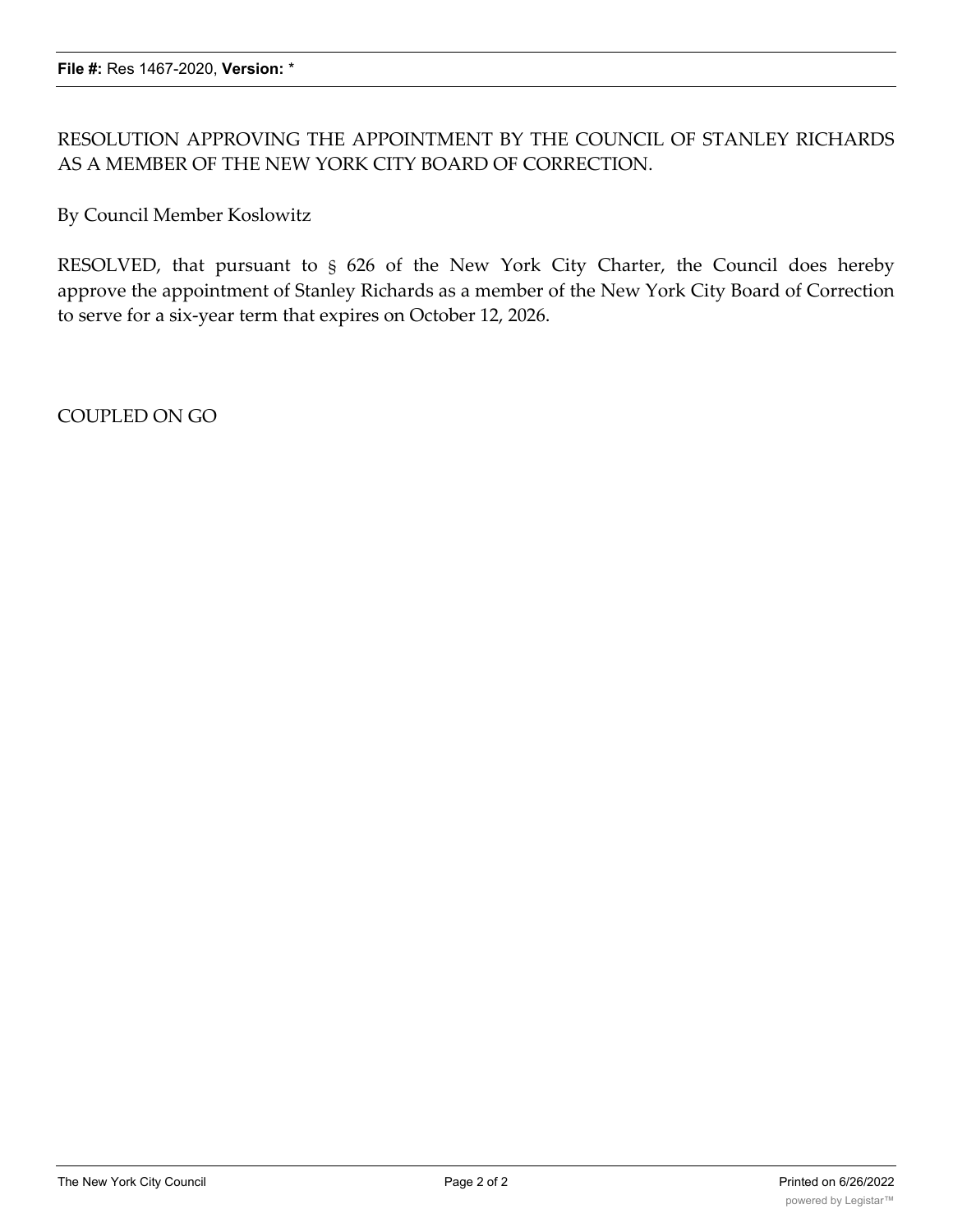RESOLUTION APPROVING THE APPOINTMENT BY THE COUNCIL OF STANLEY RICHARDS AS A MEMBER OF THE NEW YORK CITY BOARD OF CORRECTION.

By Council Member Koslowitz

RESOLVED, that pursuant to § 626 of the New York City Charter, the Council does hereby approve the appointment of Stanley Richards as a member of the New York City Board of Correction to serve for a six-year term that expires on October 12, 2026.

COUPLED ON GO